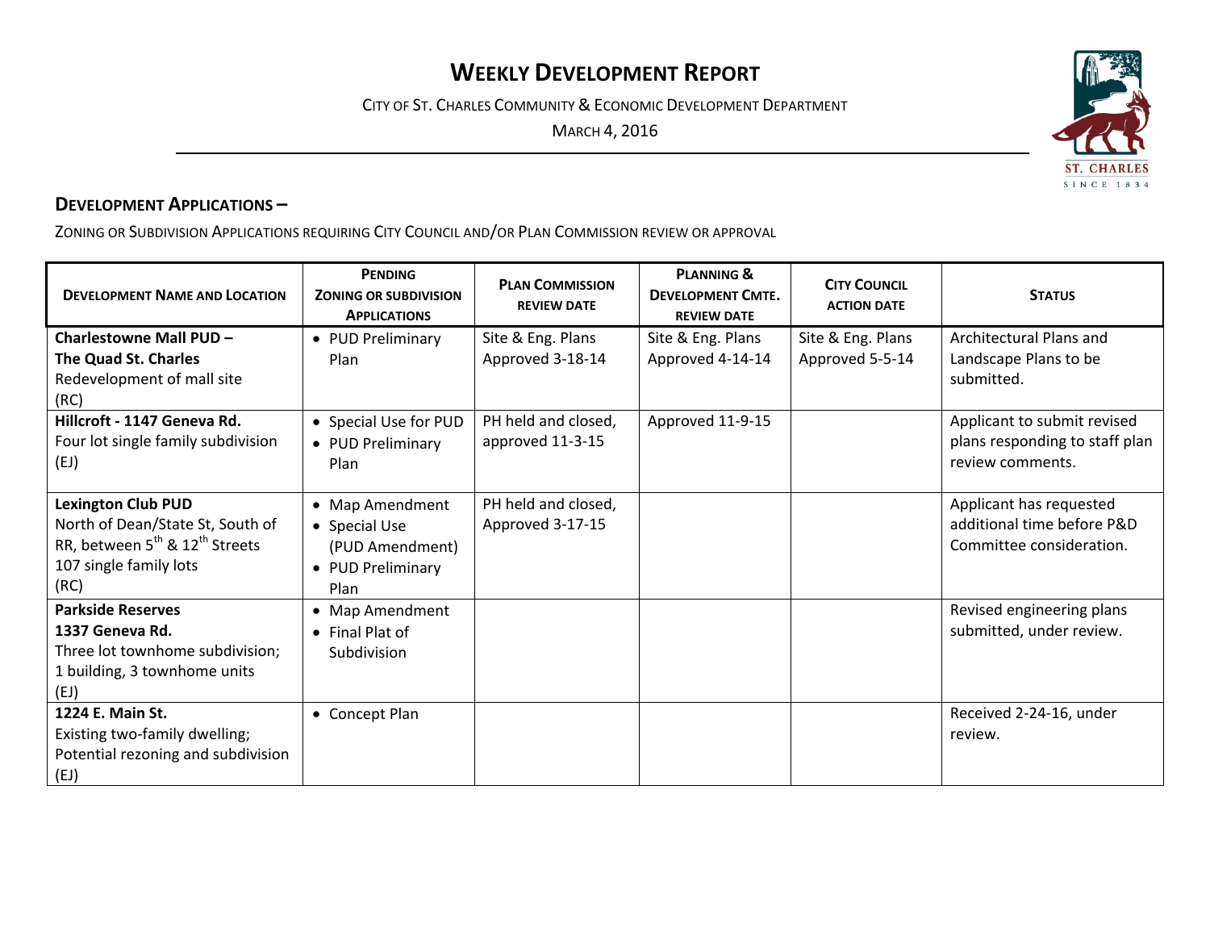# WEEKLY DEVELOPMENT REPORT

CITY OF ST. CHARLES COMMUNITY & ECONOMIC DEVELOPMENT DEPARTMENT

MARCH 4, 2016

## DEVELOPMENT APPLICATIONS –

ZONING OR SUBDIVISION APPLICATIONS REQUIRING CITY COUNCIL AND/OR PLAN COMMISSION REVIEW OR APPROVAL

| DEVELOPMENT NAME AND LOCATION | PENDING ZONING OR SUBDIVISION APPLICATIONS | PLAN COMMISSION REVIEW DATE | PLANNING & DEVELOPMENT CMTE. REVIEW DATE | CITY COUNCIL ACTION DATE | STATUS |
|---|---|---|---|---|---|
| **Charlestowne Mall PUD – The Quad St. Charles**<br>Redevelopment of mall site<br>(RC) | • PUD Preliminary Plan | Site & Eng. Plans Approved 3-18-14 | Site & Eng. Plans Approved 4-14-14 | Site & Eng. Plans Approved 5-5-14 | Architectural Plans and Landscape Plans to be submitted. |
| **Hillcroft - 1147 Geneva Rd.**<br>Four lot single family subdivision<br>(EJ) | • Special Use for PUD<br>• PUD Preliminary Plan | PH held and closed, approved 11-3-15 | Approved 11-9-15 | | Applicant to submit revised plans responding to staff plan review comments. |
| **Lexington Club PUD**<br>North of Dean/State St, South of RR, between 5th & 12th Streets<br>107 single family lots<br>(RC) | • Map Amendment<br>• Special Use (PUD Amendment)<br>• PUD Preliminary Plan | PH held and closed, Approved 3-17-15 | | | Applicant has requested additional time before P&D Committee consideration. |
| **Parkside Reserves**<br>**1337 Geneva Rd.**<br>Three lot townhome subdivision; 1 building, 3 townhome units<br>(EJ) | • Map Amendment<br>• Final Plat of Subdivision | | | | Revised engineering plans submitted, under review. |
| **1224 E. Main St.**<br>Existing two-family dwelling; Potential rezoning and subdivision<br>(EJ) | • Concept Plan | | | | Received 2-24-16, under review. |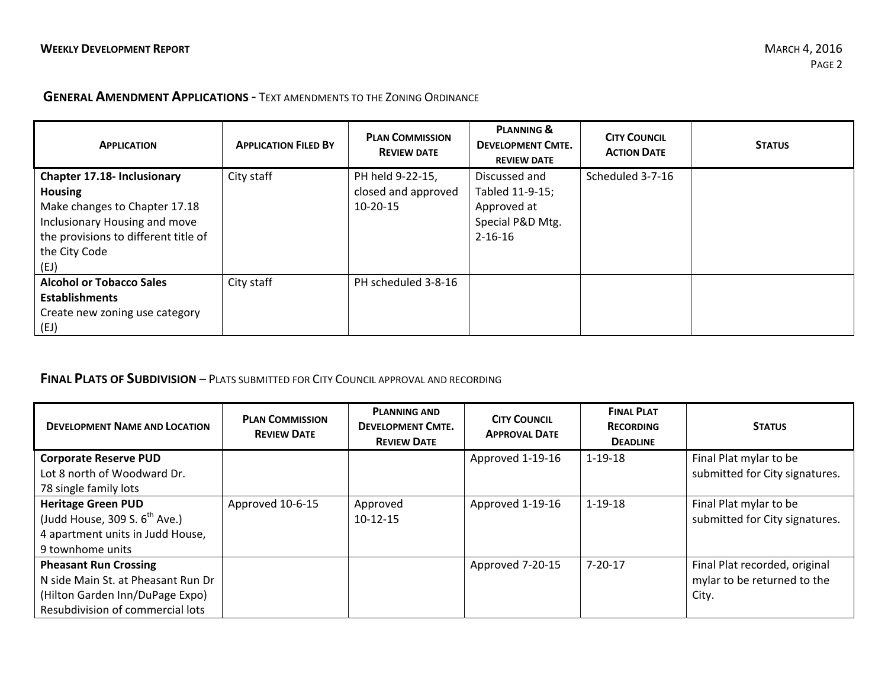## GENERAL AMENDMENT APPLICATIONS - TEXT AMENDMENTS TO THE ZONING ORDINANCE

| APPLICATION | APPLICATION FILED BY | PLAN COMMISSION REVIEW DATE | PLANNING & DEVELOPMENT CMTE. REVIEW DATE | CITY COUNCIL ACTION DATE | STATUS |
|---|---|---|---|---|---|
| **Chapter 17.18- Inclusionary Housing** Make changes to Chapter 17.18 Inclusionary Housing and move the provisions to different title of the City Code (EJ) | City staff | PH held 9-22-15, closed and approved 10-20-15 | Discussed and Tabled 11-9-15; Approved at Special P&D Mtg. 2-16-16 | Scheduled 3-7-16 | |
| **Alcohol or Tobacco Sales Establishments** Create new zoning use category (EJ) | City staff | PH scheduled 3-8-16 | | | |

## FINAL PLATS OF SUBDIVISION – PLATS SUBMITTED FOR CITY COUNCIL APPROVAL AND RECORDING

| DEVELOPMENT NAME AND LOCATION | PLAN COMMISSION REVIEW DATE | PLANNING AND DEVELOPMENT CMTE. REVIEW DATE | CITY COUNCIL APPROVAL DATE | FINAL PLAT RECORDING DEADLINE | STATUS |
|---|---|---|---|---|---|
| **Corporate Reserve PUD** Lot 8 north of Woodward Dr. 78 single family lots | | | Approved 1-19-16 | 1-19-18 | Final Plat mylar to be submitted for City signatures. |
| **Heritage Green PUD** (Judd House, 309 S. 6th Ave.) 4 apartment units in Judd House, 9 townhome units | Approved 10-6-15 | Approved 10-12-15 | Approved 1-19-16 | 1-19-18 | Final Plat mylar to be submitted for City signatures. |
| **Pheasant Run Crossing** N side Main St. at Pheasant Run Dr (Hilton Garden Inn/DuPage Expo) Resubdivision of commercial lots | | | Approved 7-20-15 | 7-20-17 | Final Plat recorded, original mylar to be returned to the City. |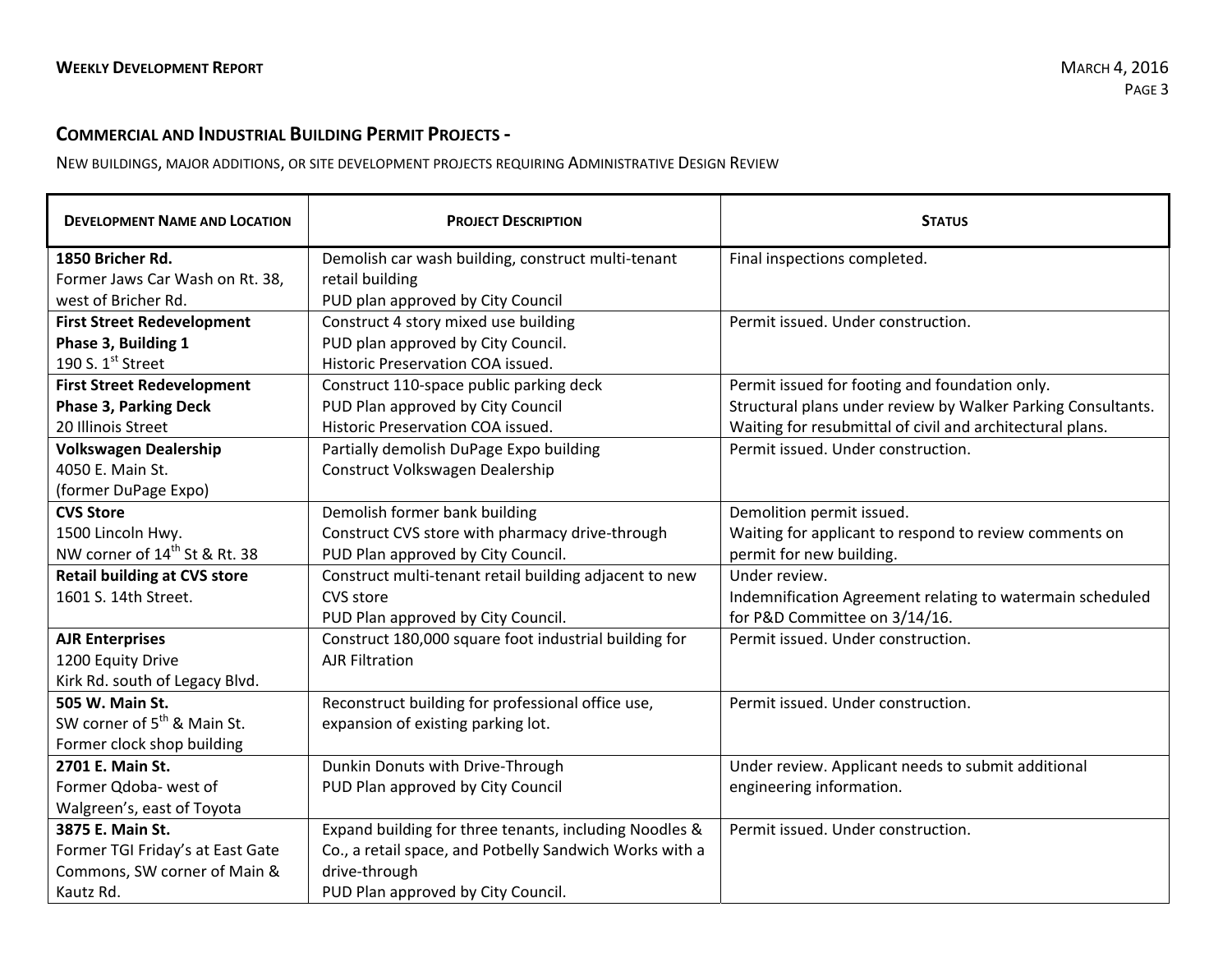## Commercial and Industrial Building Permit Projects -

New buildings, major additions, or site development projects requiring Administrative Design Review

| Development Name and Location | Project Description | Status |
|---|---|---|
| **1850 Bricher Rd.**<br>Former Jaws Car Wash on Rt. 38, west of Bricher Rd. | Demolish car wash building, construct multi-tenant retail building<br>PUD plan approved by City Council | Final inspections completed. |
| **First Street Redevelopment Phase 3, Building 1**<br>190 S. 1st Street | Construct 4 story mixed use building<br>PUD plan approved by City Council.<br>Historic Preservation COA issued. | Permit issued. Under construction. |
| **First Street Redevelopment Phase 3, Parking Deck**<br>20 Illinois Street | Construct 110-space public parking deck<br>PUD Plan approved by City Council<br>Historic Preservation COA issued. | Permit issued for footing and foundation only.<br>Structural plans under review by Walker Parking Consultants.<br>Waiting for resubmittal of civil and architectural plans. |
| **Volkswagen Dealership**<br>4050 E. Main St.<br>(former DuPage Expo) | Partially demolish DuPage Expo building<br>Construct Volkswagen Dealership | Permit issued. Under construction. |
| **CVS Store**<br>1500 Lincoln Hwy.<br>NW corner of 14th St & Rt. 38 | Demolish former bank building<br>Construct CVS store with pharmacy drive-through<br>PUD Plan approved by City Council. | Demolition permit issued.<br>Waiting for applicant to respond to review comments on permit for new building. |
| **Retail building at CVS store**<br>1601 S. 14th Street. | Construct multi-tenant retail building adjacent to new CVS store<br>PUD Plan approved by City Council. | Under review.<br>Indemnification Agreement relating to watermain scheduled for P&D Committee on 3/14/16. |
| **AJR Enterprises**<br>1200 Equity Drive<br>Kirk Rd. south of Legacy Blvd. | Construct 180,000 square foot industrial building for AJR Filtration | Permit issued. Under construction. |
| **505 W. Main St.**<br>SW corner of 5th & Main St.<br>Former clock shop building | Reconstruct building for professional office use, expansion of existing parking lot. | Permit issued. Under construction. |
| **2701 E. Main St.**<br>Former Qdoba- west of Walgreen's, east of Toyota | Dunkin Donuts with Drive-Through<br>PUD Plan approved by City Council | Under review. Applicant needs to submit additional engineering information. |
| **3875 E. Main St.**<br>Former TGI Friday's at East Gate Commons, SW corner of Main & Kautz Rd. | Expand building for three tenants, including Noodles & Co., a retail space, and Potbelly Sandwich Works with a drive-through<br>PUD Plan approved by City Council. | Permit issued. Under construction. |